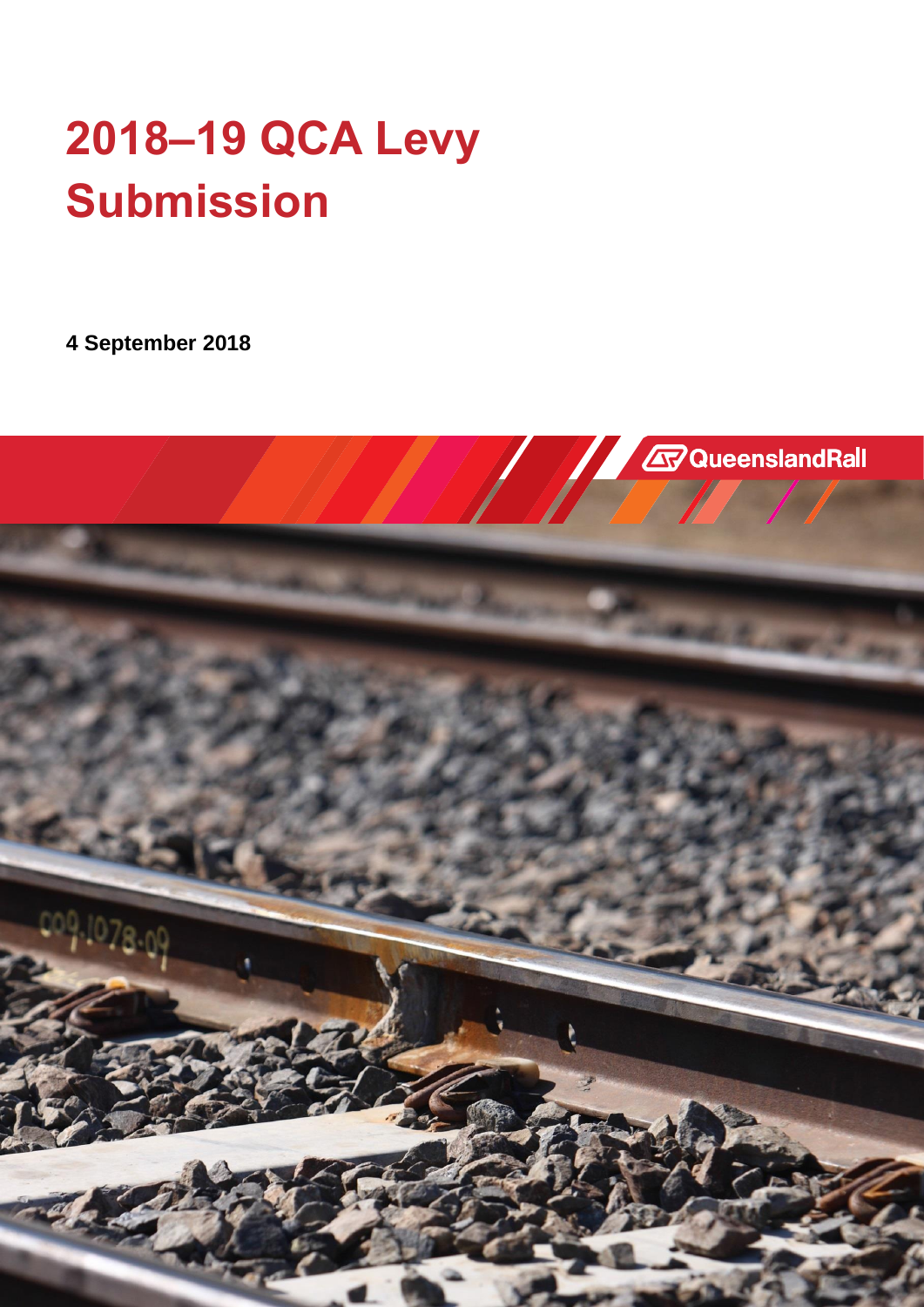# 2018–19 QCA Levy Submission

**4 September 2018**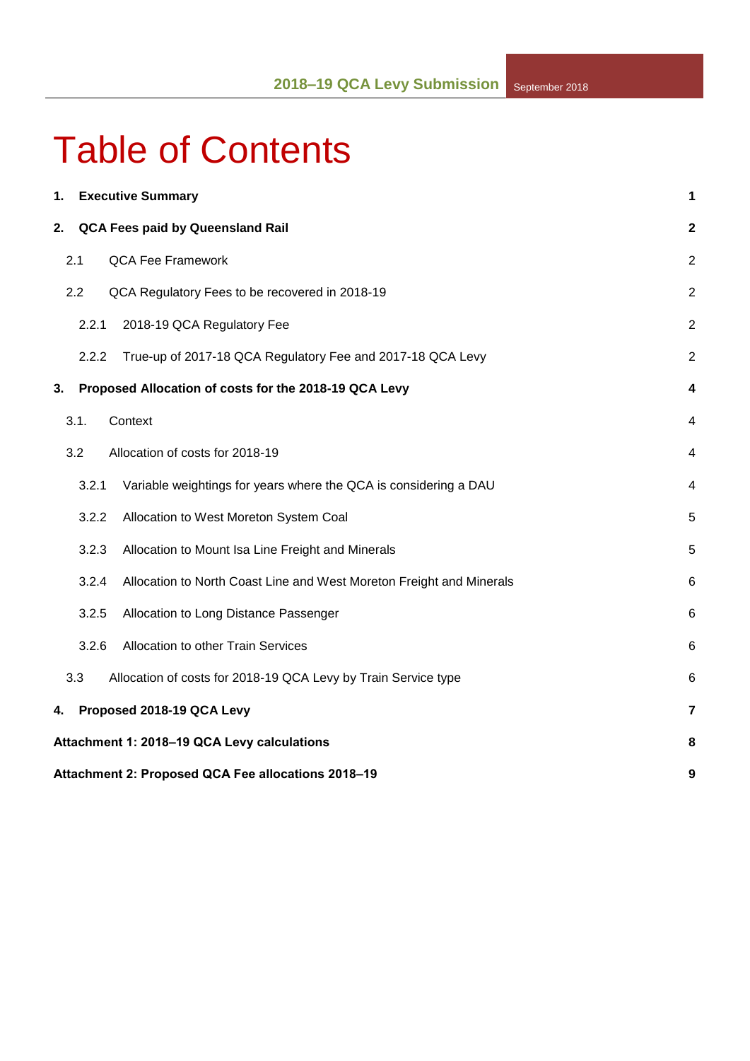# Table of Contents

| | |
|---|---|
| **1. Executive Summary** | **1** |
| **2. QCA Fees paid by Queensland Rail** | **2** |
| 2.1 QCA Fee Framework | 2 |
| 2.2 QCA Regulatory Fees to be recovered in 2018-19 | 2 |
| 2.2.1 2018-19 QCA Regulatory Fee | 2 |
| 2.2.2 True-up of 2017-18 QCA Regulatory Fee and 2017-18 QCA Levy | 2 |
| **3. Proposed Allocation of costs for the 2018-19 QCA Levy** | **4** |
| 3.1. Context | 4 |
| 3.2 Allocation of costs for 2018-19 | 4 |
| 3.2.1 Variable weightings for years where the QCA is considering a DAU | 4 |
| 3.2.2 Allocation to West Moreton System Coal | 5 |
| 3.2.3 Allocation to Mount Isa Line Freight and Minerals | 5 |
| 3.2.4 Allocation to North Coast Line and West Moreton Freight and Minerals | 6 |
| 3.2.5 Allocation to Long Distance Passenger | 6 |
| 3.2.6 Allocation to other Train Services | 6 |
| 3.3 Allocation of costs for 2018-19 QCA Levy by Train Service type | 6 |
| **4. Proposed 2018-19 QCA Levy** | **7** |
| **Attachment 1: 2018–19 QCA Levy calculations** | **8** |
| **Attachment 2: Proposed QCA Fee allocations 2018–19** | **9** |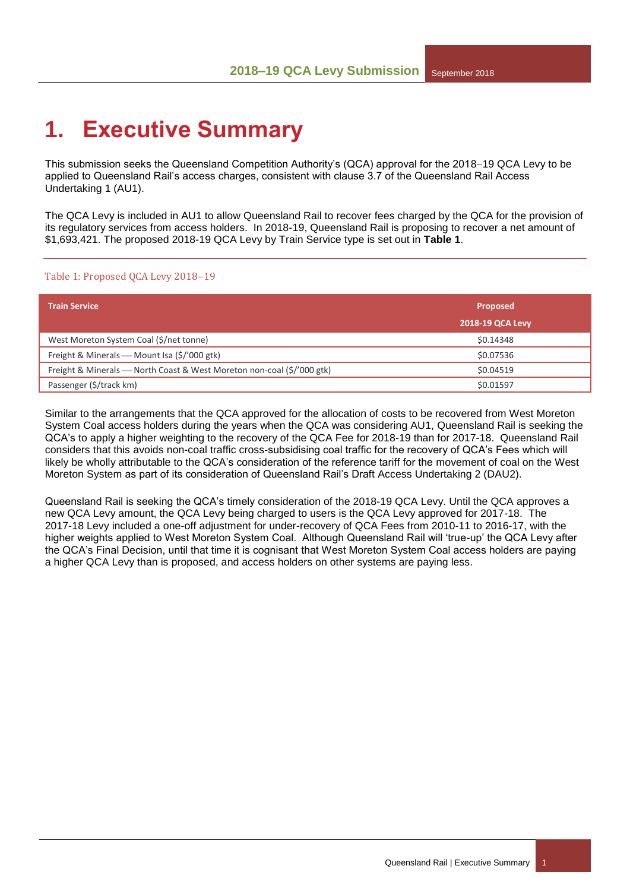# 1. Executive Summary

This submission seeks the Queensland Competition Authority's (QCA) approval for the 2018–19 QCA Levy to be applied to Queensland Rail's access charges, consistent with clause 3.7 of the Queensland Rail Access Undertaking 1 (AU1).

The QCA Levy is included in AU1 to allow Queensland Rail to recover fees charged by the QCA for the provision of its regulatory services from access holders. In 2018-19, Queensland Rail is proposing to recover a net amount of $1,693,421. The proposed 2018-19 QCA Levy by Train Service type is set out in **Table 1**.

Table 1: Proposed QCA Levy 2018–19

| Train Service | Proposed 2018-19 QCA Levy |
|---|---|
| West Moreton System Coal ($/net tonne) | $0.14348 |
| Freight & Minerals — Mount Isa ($/'000 gtk) | $0.07536 |
| Freight & Minerals — North Coast & West Moreton non-coal ($/'000 gtk) | $0.04519 |
| Passenger ($/track km) | $0.01597 |

Similar to the arrangements that the QCA approved for the allocation of costs to be recovered from West Moreton System Coal access holders during the years when the QCA was considering AU1, Queensland Rail is seeking the QCA's to apply a higher weighting to the recovery of the QCA Fee for 2018-19 than for 2017-18. Queensland Rail considers that this avoids non-coal traffic cross-subsidising coal traffic for the recovery of QCA's Fees which will likely be wholly attributable to the QCA's consideration of the reference tariff for the movement of coal on the West Moreton System as part of its consideration of Queensland Rail's Draft Access Undertaking 2 (DAU2).

Queensland Rail is seeking the QCA's timely consideration of the 2018-19 QCA Levy. Until the QCA approves a new QCA Levy amount, the QCA Levy being charged to users is the QCA Levy approved for 2017-18. The 2017-18 Levy included a one-off adjustment for under-recovery of QCA Fees from 2010-11 to 2016-17, with the higher weights applied to West Moreton System Coal. Although Queensland Rail will 'true-up' the QCA Levy after the QCA's Final Decision, until that time it is cognisant that West Moreton System Coal access holders are paying a higher QCA Levy than is proposed, and access holders on other systems are paying less.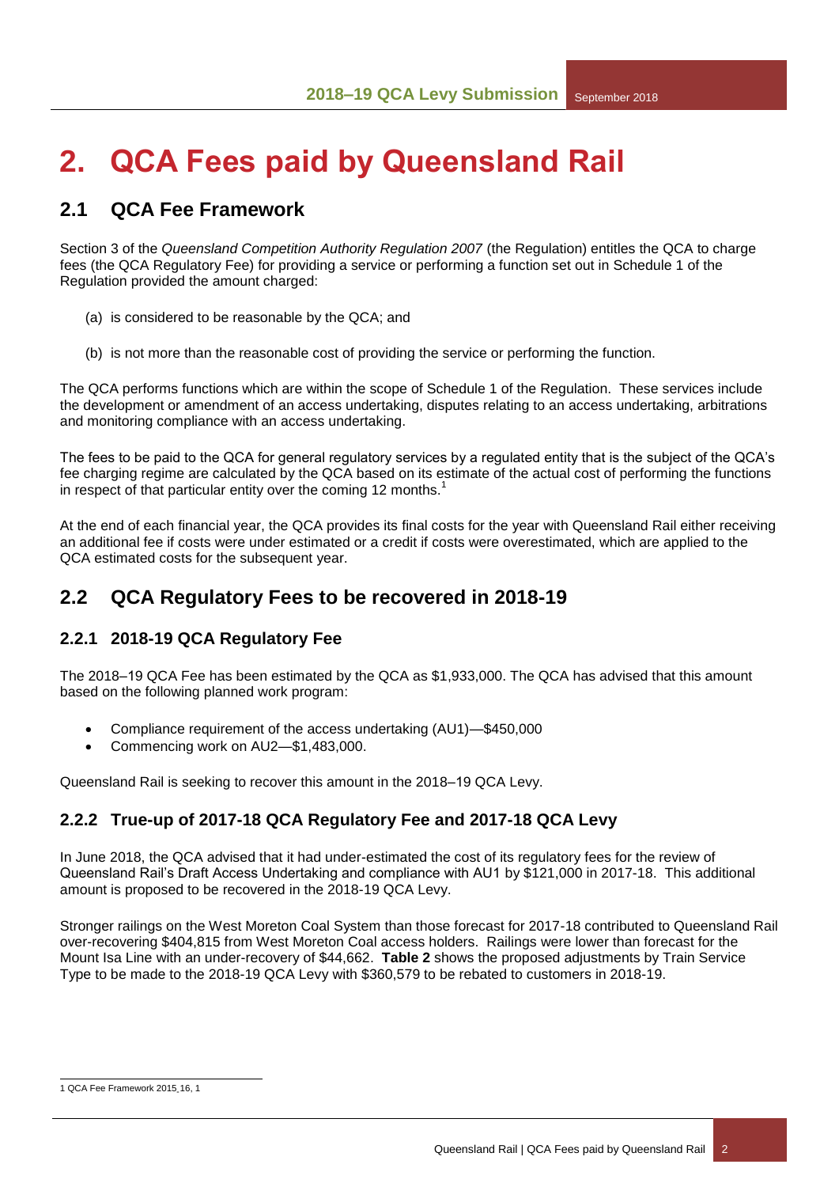# 2. QCA Fees paid by Queensland Rail

## 2.1 QCA Fee Framework

Section 3 of the *Queensland Competition Authority Regulation 2007* (the Regulation) entitles the QCA to charge fees (the QCA Regulatory Fee) for providing a service or performing a function set out in Schedule 1 of the Regulation provided the amount charged:

(a) is considered to be reasonable by the QCA; and

(b) is not more than the reasonable cost of providing the service or performing the function.

The QCA performs functions which are within the scope of Schedule 1 of the Regulation. These services include the development or amendment of an access undertaking, disputes relating to an access undertaking, arbitrations and monitoring compliance with an access undertaking.

The fees to be paid to the QCA for general regulatory services by a regulated entity that is the subject of the QCA's fee charging regime are calculated by the QCA based on its estimate of the actual cost of performing the functions in respect of that particular entity over the coming 12 months.[1]

At the end of each financial year, the QCA provides its final costs for the year with Queensland Rail either receiving an additional fee if costs were under estimated or a credit if costs were overestimated, which are applied to the QCA estimated costs for the subsequent year.

## 2.2 QCA Regulatory Fees to be recovered in 2018-19

### 2.2.1 2018-19 QCA Regulatory Fee

The 2018–19 QCA Fee has been estimated by the QCA as $1,933,000. The QCA has advised that this amount based on the following planned work program:

- Compliance requirement of the access undertaking (AU1)—$450,000
- Commencing work on AU2—$1,483,000.

Queensland Rail is seeking to recover this amount in the 2018–19 QCA Levy.

### 2.2.2 True-up of 2017-18 QCA Regulatory Fee and 2017-18 QCA Levy

In June 2018, the QCA advised that it had under-estimated the cost of its regulatory fees for the review of Queensland Rail's Draft Access Undertaking and compliance with AU1 by $121,000 in 2017-18. This additional amount is proposed to be recovered in the 2018-19 QCA Levy.

Stronger railings on the West Moreton Coal System than those forecast for 2017-18 contributed to Queensland Rail over-recovering $404,815 from West Moreton Coal access holders. Railings were lower than forecast for the Mount Isa Line with an under-recovery of $44,662. **Table 2** shows the proposed adjustments by Train Service Type to be made to the 2018-19 QCA Levy with $360,579 to be rebated to customers in 2018-19.

---

[1] QCA Fee Framework 2015_16, 1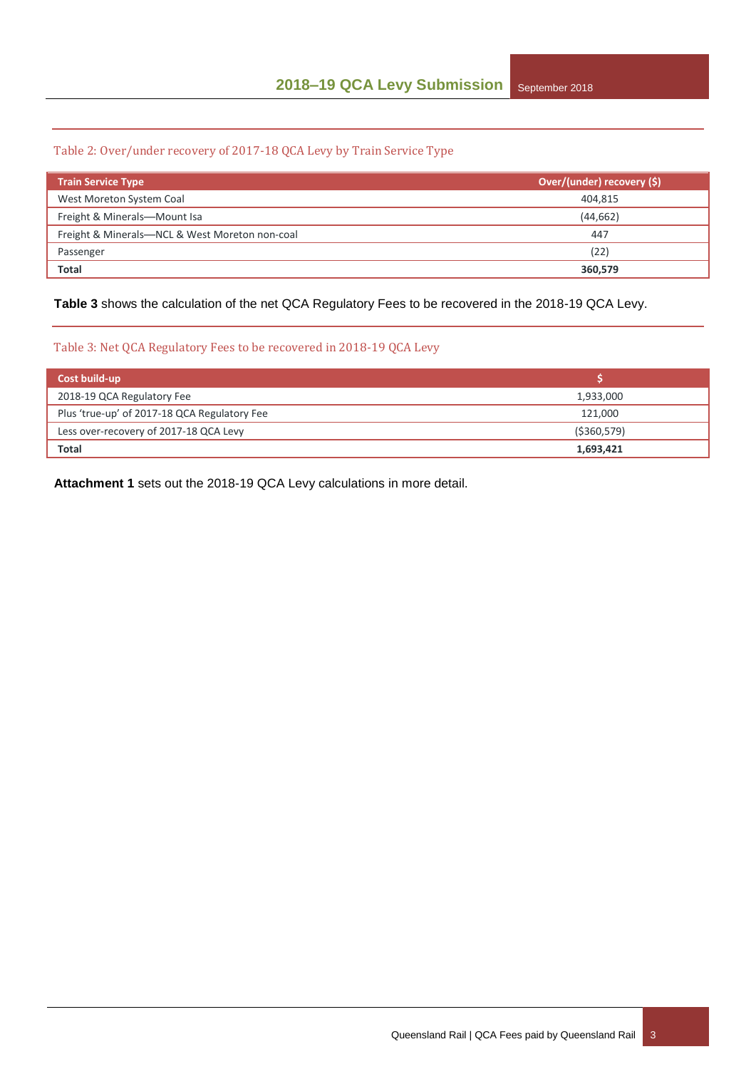Table 2: Over/under recovery of 2017-18 QCA Levy by Train Service Type

| Train Service Type | Over/(under) recovery ($) |
|---|---|
| West Moreton System Coal | 404,815 |
| Freight & Minerals—Mount Isa | (44,662) |
| Freight & Minerals—NCL & West Moreton non-coal | 447 |
| Passenger | (22) |
| **Total** | **360,579** |

**Table 3** shows the calculation of the net QCA Regulatory Fees to be recovered in the 2018-19 QCA Levy.

Table 3: Net QCA Regulatory Fees to be recovered in 2018-19 QCA Levy

| Cost build-up | $ |
|---|---|
| 2018-19 QCA Regulatory Fee | 1,933,000 |
| Plus 'true-up' of 2017-18 QCA Regulatory Fee | 121,000 |
| Less over-recovery of 2017-18 QCA Levy | ($360,579) |
| **Total** | **1,693,421** |

**Attachment 1** sets out the 2018-19 QCA Levy calculations in more detail.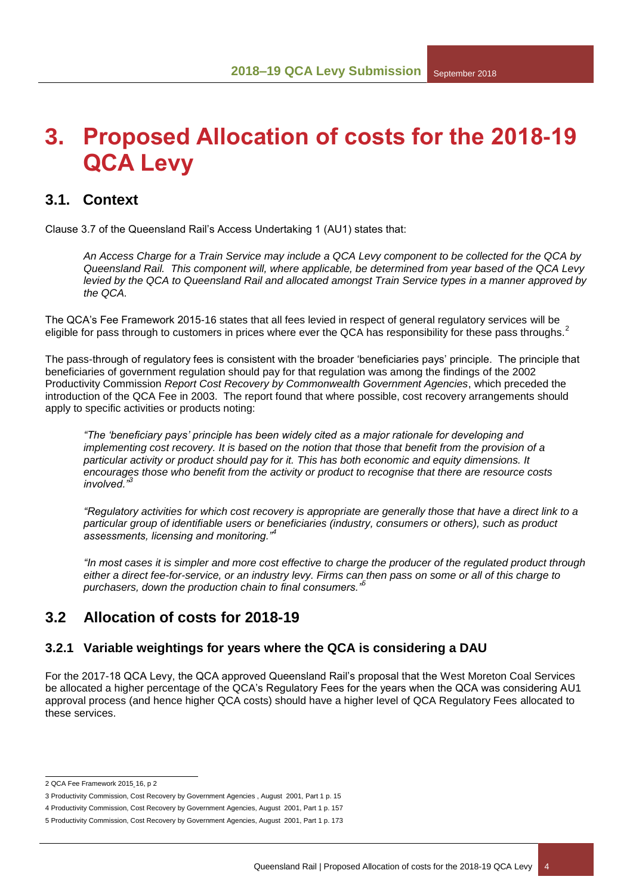# 3. Proposed Allocation of costs for the 2018-19 QCA Levy

## 3.1. Context

Clause 3.7 of the Queensland Rail's Access Undertaking 1 (AU1) states that:

> *An Access Charge for a Train Service may include a QCA Levy component to be collected for the QCA by Queensland Rail. This component will, where applicable, be determined from year based of the QCA Levy levied by the QCA to Queensland Rail and allocated amongst Train Service types in a manner approved by the QCA.*

The QCA's Fee Framework 2015-16 states that all fees levied in respect of general regulatory services will be eligible for pass through to customers in prices where ever the QCA has responsibility for these pass throughs.[2]

The pass-through of regulatory fees is consistent with the broader 'beneficiaries pays' principle. The principle that beneficiaries of government regulation should pay for that regulation was among the findings of the 2002 Productivity Commission *Report Cost Recovery by Commonwealth Government Agencies*, which preceded the introduction of the QCA Fee in 2003. The report found that where possible, cost recovery arrangements should apply to specific activities or products noting:

> *"The 'beneficiary pays' principle has been widely cited as a major rationale for developing and implementing cost recovery. It is based on the notion that those that benefit from the provision of a particular activity or product should pay for it. This has both economic and equity dimensions. It encourages those who benefit from the activity or product to recognise that there are resource costs involved."*[3]

> *"Regulatory activities for which cost recovery is appropriate are generally those that have a direct link to a particular group of identifiable users or beneficiaries (industry, consumers or others), such as product assessments, licensing and monitoring."*[4]

> *"In most cases it is simpler and more cost effective to charge the producer of the regulated product through either a direct fee-for-service, or an industry levy. Firms can then pass on some or all of this charge to purchasers, down the production chain to final consumers."*[5]

## 3.2 Allocation of costs for 2018-19

### 3.2.1 Variable weightings for years where the QCA is considering a DAU

For the 2017-18 QCA Levy, the QCA approved Queensland Rail's proposal that the West Moreton Coal Services be allocated a higher percentage of the QCA's Regulatory Fees for the years when the QCA was considering AU1 approval process (and hence higher QCA costs) should have a higher level of QCA Regulatory Fees allocated to these services.

---

2 QCA Fee Framework 2015_16, p 2

3 Productivity Commission, Cost Recovery by Government Agencies , August 2001, Part 1 p. 15

4 Productivity Commission, Cost Recovery by Government Agencies, August 2001, Part 1 p. 157

5 Productivity Commission, Cost Recovery by Government Agencies, August 2001, Part 1 p. 173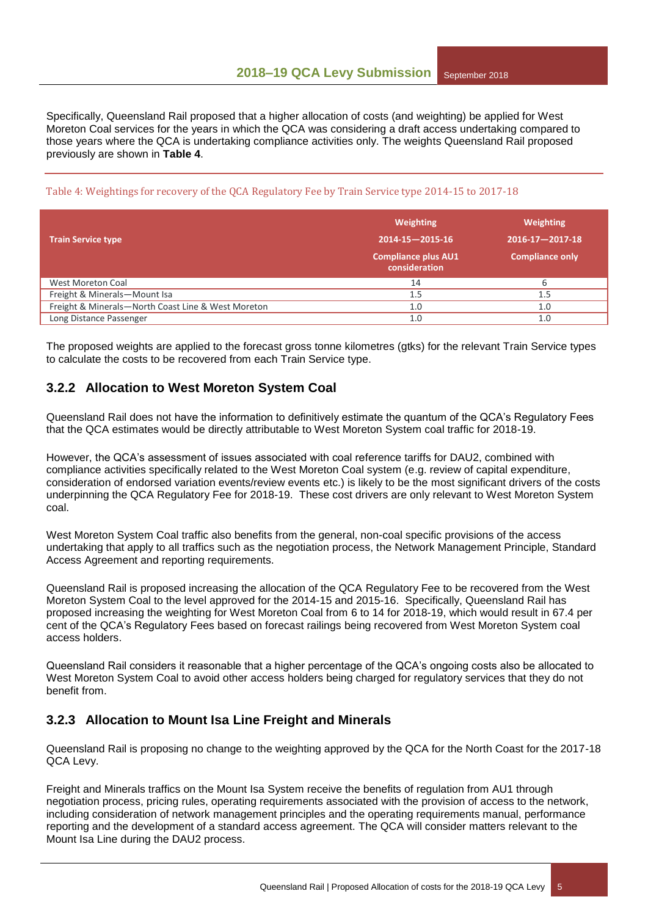Specifically, Queensland Rail proposed that a higher allocation of costs (and weighting) be applied for West Moreton Coal services for the years in which the QCA was considering a draft access undertaking compared to those years where the QCA is undertaking compliance activities only. The weights Queensland Rail proposed previously are shown in **Table 4**.

Table 4: Weightings for recovery of the QCA Regulatory Fee by Train Service type 2014-15 to 2017-18

| Train Service type | Weighting 2014-15—2015-16 Compliance plus AU1 consideration | Weighting 2016-17—2017-18 Compliance only |
|---|---|---|
| West Moreton Coal | 14 | 6 |
| Freight & Minerals—Mount Isa | 1.5 | 1.5 |
| Freight & Minerals—North Coast Line & West Moreton | 1.0 | 1.0 |
| Long Distance Passenger | 1.0 | 1.0 |

The proposed weights are applied to the forecast gross tonne kilometres (gtks) for the relevant Train Service types to calculate the costs to be recovered from each Train Service type.

### 3.2.2 Allocation to West Moreton System Coal

Queensland Rail does not have the information to definitively estimate the quantum of the QCA's Regulatory Fees that the QCA estimates would be directly attributable to West Moreton System coal traffic for 2018-19.

However, the QCA's assessment of issues associated with coal reference tariffs for DAU2, combined with compliance activities specifically related to the West Moreton Coal system (e.g. review of capital expenditure, consideration of endorsed variation events/review events etc.) is likely to be the most significant drivers of the costs underpinning the QCA Regulatory Fee for 2018-19. These cost drivers are only relevant to West Moreton System coal.

West Moreton System Coal traffic also benefits from the general, non-coal specific provisions of the access undertaking that apply to all traffics such as the negotiation process, the Network Management Principle, Standard Access Agreement and reporting requirements.

Queensland Rail is proposed increasing the allocation of the QCA Regulatory Fee to be recovered from the West Moreton System Coal to the level approved for the 2014-15 and 2015-16. Specifically, Queensland Rail has proposed increasing the weighting for West Moreton Coal from 6 to 14 for 2018-19, which would result in 67.4 per cent of the QCA's Regulatory Fees based on forecast railings being recovered from West Moreton System coal access holders.

Queensland Rail considers it reasonable that a higher percentage of the QCA's ongoing costs also be allocated to West Moreton System Coal to avoid other access holders being charged for regulatory services that they do not benefit from.

### 3.2.3 Allocation to Mount Isa Line Freight and Minerals

Queensland Rail is proposing no change to the weighting approved by the QCA for the North Coast for the 2017-18 QCA Levy.

Freight and Minerals traffics on the Mount Isa System receive the benefits of regulation from AU1 through negotiation process, pricing rules, operating requirements associated with the provision of access to the network, including consideration of network management principles and the operating requirements manual, performance reporting and the development of a standard access agreement. The QCA will consider matters relevant to the Mount Isa Line during the DAU2 process.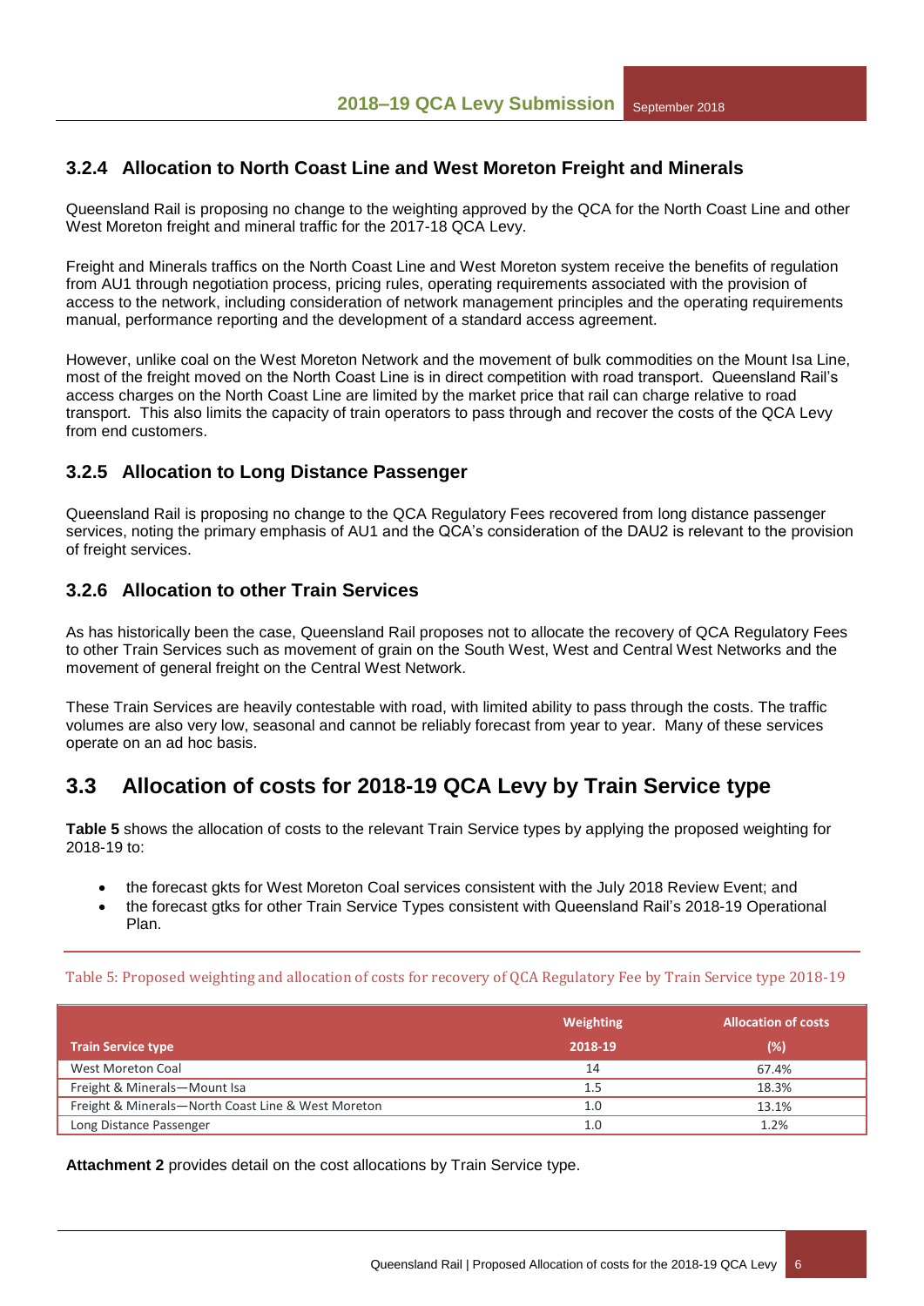### 3.2.4 Allocation to North Coast Line and West Moreton Freight and Minerals

Queensland Rail is proposing no change to the weighting approved by the QCA for the North Coast Line and other West Moreton freight and mineral traffic for the 2017-18 QCA Levy.

Freight and Minerals traffics on the North Coast Line and West Moreton system receive the benefits of regulation from AU1 through negotiation process, pricing rules, operating requirements associated with the provision of access to the network, including consideration of network management principles and the operating requirements manual, performance reporting and the development of a standard access agreement.

However, unlike coal on the West Moreton Network and the movement of bulk commodities on the Mount Isa Line, most of the freight moved on the North Coast Line is in direct competition with road transport. Queensland Rail's access charges on the North Coast Line are limited by the market price that rail can charge relative to road transport. This also limits the capacity of train operators to pass through and recover the costs of the QCA Levy from end customers.

### 3.2.5 Allocation to Long Distance Passenger

Queensland Rail is proposing no change to the QCA Regulatory Fees recovered from long distance passenger services, noting the primary emphasis of AU1 and the QCA's consideration of the DAU2 is relevant to the provision of freight services.

### 3.2.6 Allocation to other Train Services

As has historically been the case, Queensland Rail proposes not to allocate the recovery of QCA Regulatory Fees to other Train Services such as movement of grain on the South West, West and Central West Networks and the movement of general freight on the Central West Network.

These Train Services are heavily contestable with road, with limited ability to pass through the costs. The traffic volumes are also very low, seasonal and cannot be reliably forecast from year to year. Many of these services operate on an ad hoc basis.

## 3.3 Allocation of costs for 2018-19 QCA Levy by Train Service type

**Table 5** shows the allocation of costs to the relevant Train Service types by applying the proposed weighting for 2018-19 to:

- the forecast gkts for West Moreton Coal services consistent with the July 2018 Review Event; and
- the forecast gtks for other Train Service Types consistent with Queensland Rail's 2018-19 Operational Plan.

Table 5: Proposed weighting and allocation of costs for recovery of QCA Regulatory Fee by Train Service type 2018-19

| Train Service type | Weighting 2018-19 | Allocation of costs (%) |
|---|---|---|
| West Moreton Coal | 14 | 67.4% |
| Freight & Minerals—Mount Isa | 1.5 | 18.3% |
| Freight & Minerals—North Coast Line & West Moreton | 1.0 | 13.1% |
| Long Distance Passenger | 1.0 | 1.2% |

**Attachment 2** provides detail on the cost allocations by Train Service type.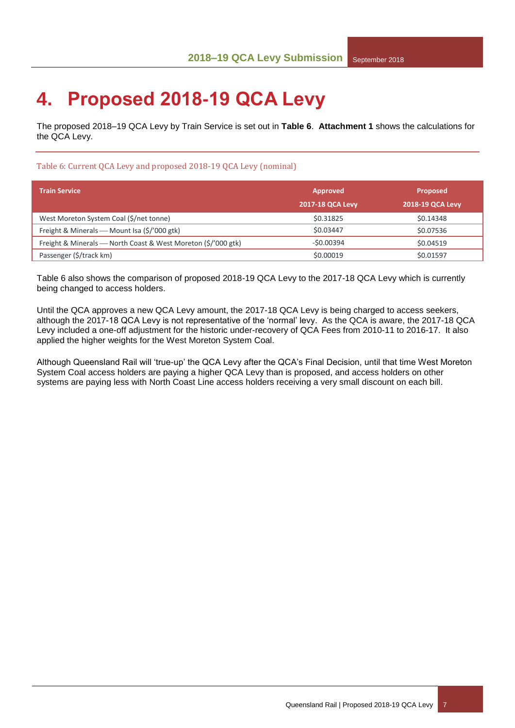# 4. Proposed 2018-19 QCA Levy

The proposed 2018–19 QCA Levy by Train Service is set out in **Table 6**. **Attachment 1** shows the calculations for the QCA Levy.

Table 6: Current QCA Levy and proposed 2018-19 QCA Levy (nominal)

| Train Service | Approved 2017-18 QCA Levy | Proposed 2018-19 QCA Levy |
|---|---|---|
| West Moreton System Coal ($/net tonne) | $0.31825 | $0.14348 |
| Freight & Minerals — Mount Isa ($/'000 gtk) | $0.03447 | $0.07536 |
| Freight & Minerals — North Coast & West Moreton ($/'000 gtk) | -$0.00394 | $0.04519 |
| Passenger ($/track km) | $0.00019 | $0.01597 |

Table 6 also shows the comparison of proposed 2018-19 QCA Levy to the 2017-18 QCA Levy which is currently being changed to access holders.

Until the QCA approves a new QCA Levy amount, the 2017-18 QCA Levy is being charged to access seekers, although the 2017-18 QCA Levy is not representative of the 'normal' levy. As the QCA is aware, the 2017-18 QCA Levy included a one-off adjustment for the historic under-recovery of QCA Fees from 2010-11 to 2016-17. It also applied the higher weights for the West Moreton System Coal.

Although Queensland Rail will 'true-up' the QCA Levy after the QCA's Final Decision, until that time West Moreton System Coal access holders are paying a higher QCA Levy than is proposed, and access holders on other systems are paying less with North Coast Line access holders receiving a very small discount on each bill.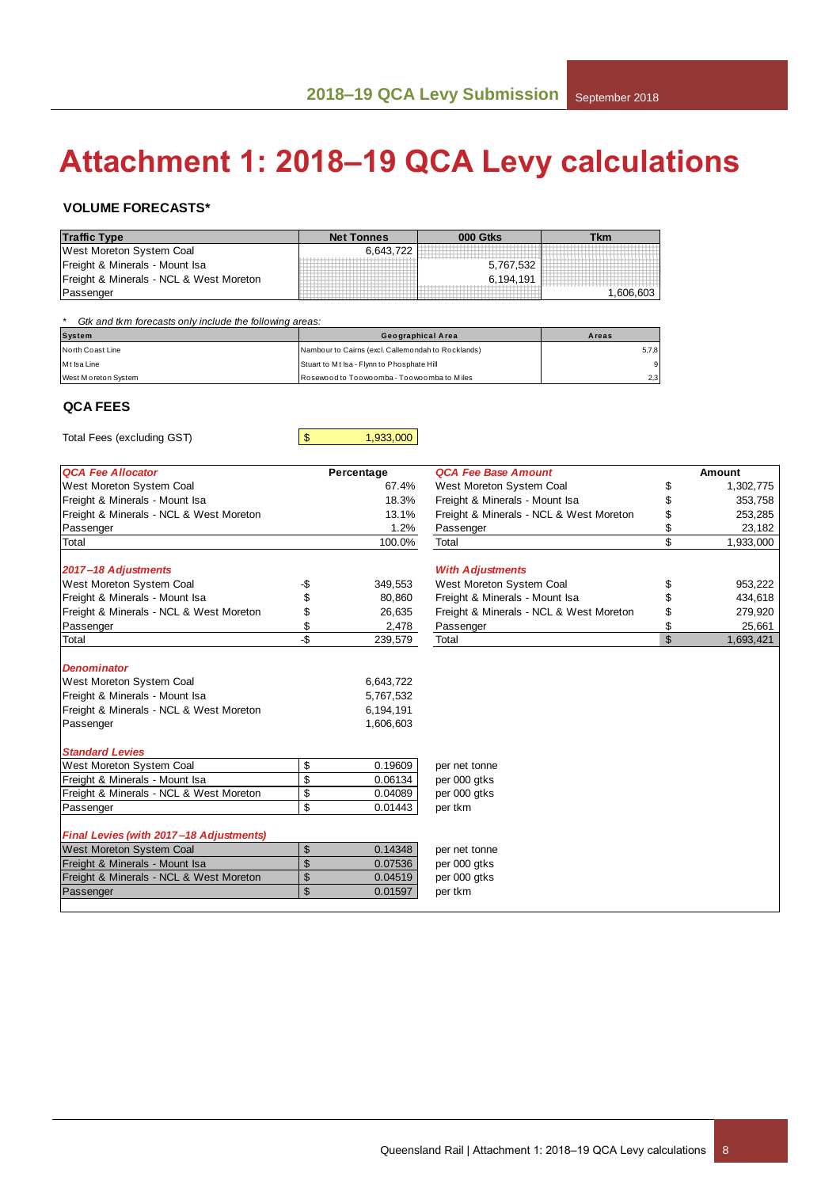# Attachment 1: 2018–19 QCA Levy calculations

**VOLUME FORECASTS***

| Traffic Type | Net Tonnes | 000 Gtks | Tkm |
|---|---|---|---|
| West Moreton System Coal | 6,643,722 | | |
| Freight & Minerals - Mount Isa | | 5,767,532 | |
| Freight & Minerals - NCL & West Moreton | | 6,194,191 | |
| Passenger | | | 1,606,603 |

\* Gtk and tkm forecasts only include the following areas:

| System | Geographical Area | Areas |
|---|---|---|
| North Coast Line | Nambour to Cairns (excl. Callemondah to Rocklands) | 5,7,8 |
| Mt Isa Line | Stuart to Mt Isa - Flynn to Phosphate Hill | 9 |
| West Moreton System | Rosewood to Toowoomba - Toowoomba to Miles | 2,3 |

**QCA FEES**

Total Fees (excluding GST) $ 1,933,000

| *QCA Fee Allocator* | Percentage | *QCA Fee Base Amount* | Amount |
|---|---|---|---|
| West Moreton System Coal | 67.4% | West Moreton System Coal | $ 1,302,775 |
| Freight & Minerals - Mount Isa | 18.3% | Freight & Minerals - Mount Isa | $ 353,758 |
| Freight & Minerals - NCL & West Moreton | 13.1% | Freight & Minerals - NCL & West Moreton | $ 253,285 |
| Passenger | 1.2% | Passenger | $ 23,182 |
| Total | 100.0% | Total | $ 1,933,000 |

| *2017–18 Adjustments* | | *With Adjustments* | |
|---|---|---|---|
| West Moreton System Coal | -$ 349,553 | West Moreton System Coal | $ 953,222 |
| Freight & Minerals - Mount Isa | $ 80,860 | Freight & Minerals - Mount Isa | $ 434,618 |
| Freight & Minerals - NCL & West Moreton | $ 26,635 | Freight & Minerals - NCL & West Moreton | $ 279,920 |
| Passenger | $ 2,478 | Passenger | $ 25,661 |
| Total | -$ 239,579 | Total | $ 1,693,421 |

| *Denominator* | |
|---|---|
| West Moreton System Coal | 6,643,722 |
| Freight & Minerals - Mount Isa | 5,767,532 |
| Freight & Minerals - NCL & West Moreton | 6,194,191 |
| Passenger | 1,606,603 |

| *Standard Levies* | | |
|---|---|---|
| West Moreton System Coal | $ 0.19609 | per net tonne |
| Freight & Minerals - Mount Isa | $ 0.06134 | per 000 gtks |
| Freight & Minerals - NCL & West Moreton | $ 0.04089 | per 000 gtks |
| Passenger | $ 0.01443 | per tkm |

| *Final Levies (with 2017–18 Adjustments)* | | |
|---|---|---|
| West Moreton System Coal | $ 0.14348 | per net tonne |
| Freight & Minerals - Mount Isa | $ 0.07536 | per 000 gtks |
| Freight & Minerals - NCL & West Moreton | $ 0.04519 | per 000 gtks |
| Passenger | $ 0.01597 | per tkm |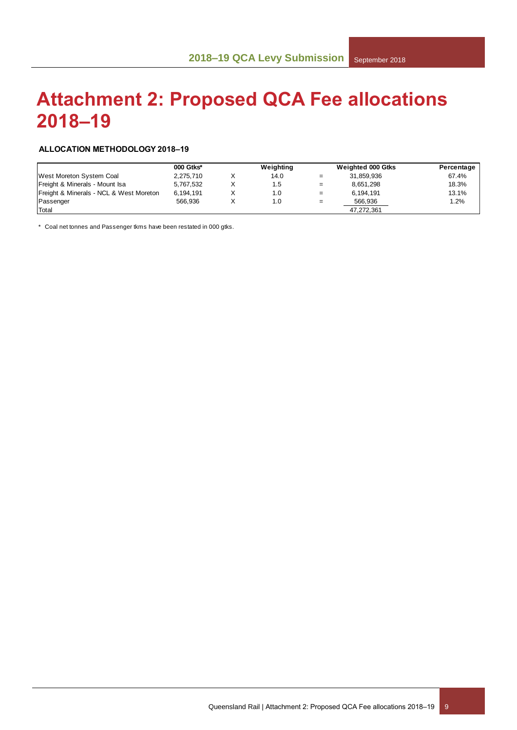# Attachment 2: Proposed QCA Fee allocations 2018–19

**ALLOCATION METHODOLOGY 2018–19**

| | 000 Gtks* | | Weighting | | Weighted 000 Gtks | Percentage |
|---|---|---|---|---|---|---|
| West Moreton System Coal | 2,275,710 | X | 14.0 | = | 31,859,936 | 67.4% |
| Freight & Minerals - Mount Isa | 5,767,532 | X | 1.5 | = | 8,651,298 | 18.3% |
| Freight & Minerals - NCL & West Moreton | 6,194,191 | X | 1.0 | = | 6,194,191 | 13.1% |
| Passenger | 566,936 | X | 1.0 | = | 566,936 | 1.2% |
| Total | | | | | 47,272,361 | |

\* Coal net tonnes and Passenger tkms have been restated in 000 gtks.